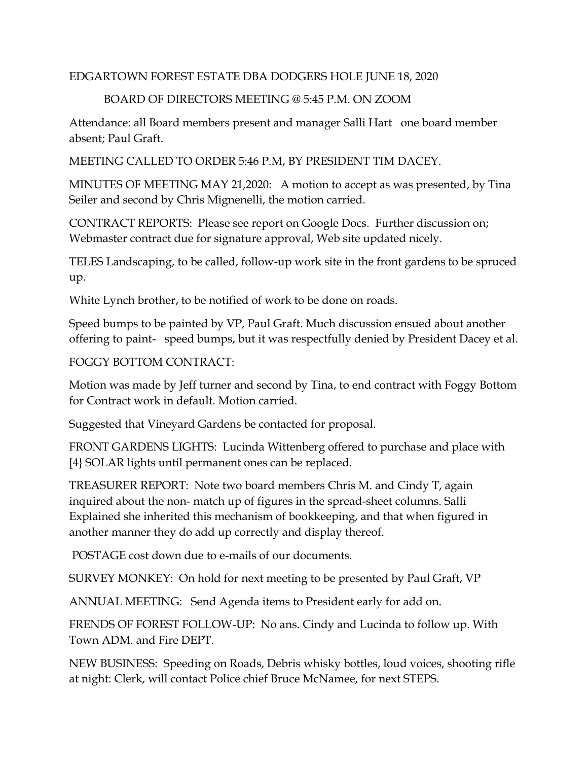EDGARTOWN FOREST ESTATE DBA DODGERS HOLE JUNE 18, 2020

BOARD OF DIRECTORS MEETING @ 5:45 P.M. ON ZOOM

Attendance: all Board members present and manager Salli Hart one board member absent; Paul Graft.

MEETING CALLED TO ORDER 5:46 P.M, BY PRESIDENT TIM DACEY.

MINUTES OF MEETING MAY 21,2020: A motion to accept as was presented, by Tina Seiler and second by Chris Mignenelli, the motion carried.

CONTRACT REPORTS: Please see report on Google Docs. Further discussion on; Webmaster contract due for signature approval, Web site updated nicely.

TELES Landscaping, to be called, follow-up work site in the front gardens to be spruced up.

White Lynch brother, to be notified of work to be done on roads.

Speed bumps to be painted by VP, Paul Graft. Much discussion ensued about another offering to paint- speed bumps, but it was respectfully denied by President Dacey et al.

FOGGY BOTTOM CONTRACT:

Motion was made by Jeff turner and second by Tina, to end contract with Foggy Bottom for Contract work in default. Motion carried.

Suggested that Vineyard Gardens be contacted for proposal.

FRONT GARDENS LIGHTS: Lucinda Wittenberg offered to purchase and place with [4} SOLAR lights until permanent ones can be replaced.

TREASURER REPORT: Note two board members Chris M. and Cindy T, again inquired about the non- match up of figures in the spread-sheet columns. Salli Explained she inherited this mechanism of bookkeeping, and that when figured in another manner they do add up correctly and display thereof.

POSTAGE cost down due to e-mails of our documents.

SURVEY MONKEY: On hold for next meeting to be presented by Paul Graft, VP

ANNUAL MEETING: Send Agenda items to President early for add on.

FRENDS OF FOREST FOLLOW-UP: No ans. Cindy and Lucinda to follow up. With Town ADM. and Fire DEPT.

NEW BUSINESS: Speeding on Roads, Debris whisky bottles, loud voices, shooting rifle at night: Clerk, will contact Police chief Bruce McNamee, for next STEPS.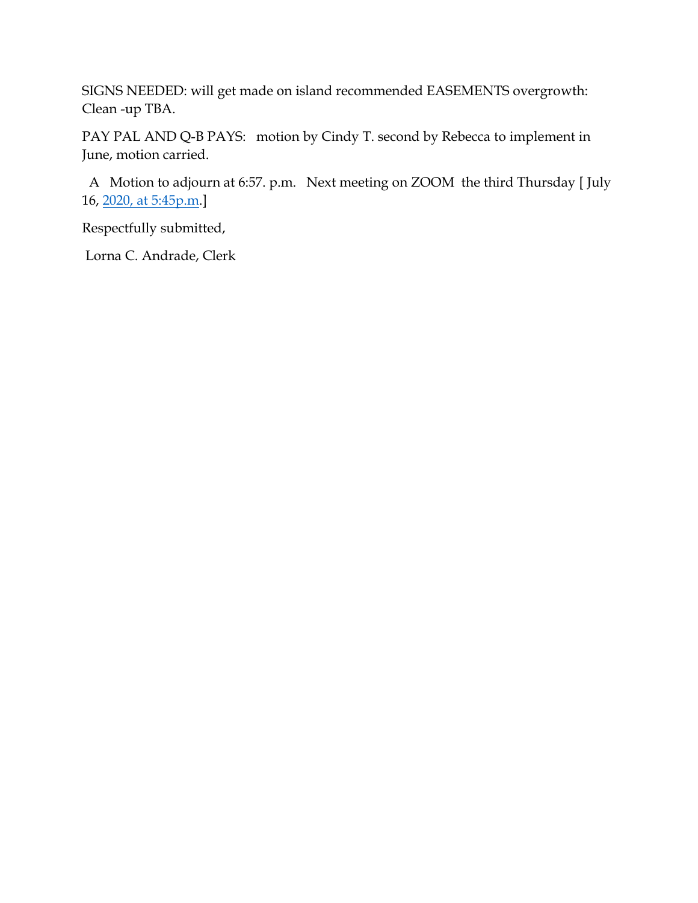SIGNS NEEDED: will get made on island recommended EASEMENTS overgrowth: Clean -up TBA.

PAY PAL AND Q-B PAYS: motion by Cindy T. second by Rebecca to implement in June, motion carried.

A Motion to adjourn at 6:57. p.m. Next meeting on ZOOM the third Thursday [ July 16, 2020, at 5:45p.m.]

Respectfully submitted,

Lorna C. Andrade, Clerk